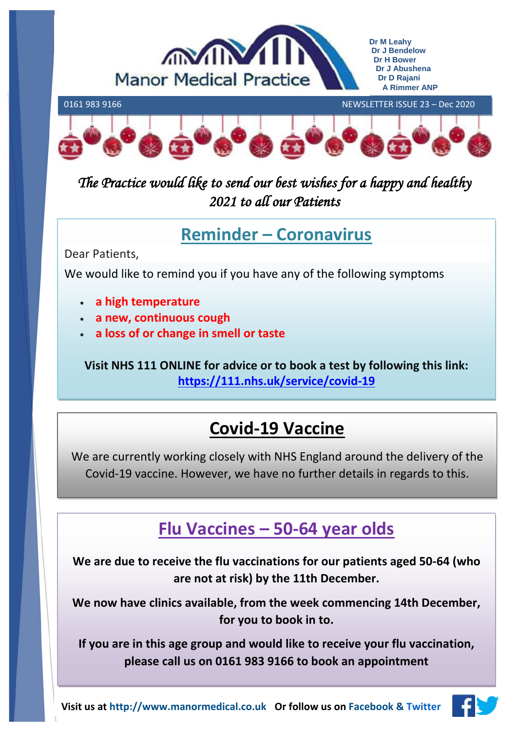# Manor Medical Practice

Dr M Leahy
Dr J Bendelow
Dr H Bower
Dr J Abushena
Dr D Rajani
A Rimmer ANP

0161 983 9166 NEWSLETTER ISSUE 23 – Dec 2020

*The Practice would like to send our best wishes for a happy and healthy 2021 to all our Patients*

## Reminder – Coronavirus

Dear Patients,

We would like to remind you if you have any of the following symptoms

- **a high temperature**
- **a new, continuous cough**
- **a loss of or change in smell or taste**

**Visit NHS 111 ONLINE for advice or to book a test by following this link: https://111.nhs.uk/service/covid-19**

## Covid-19 Vaccine

We are currently working closely with NHS England around the delivery of the Covid-19 vaccine. However, we have no further details in regards to this.

## Flu Vaccines – 50-64 year olds

**We are due to receive the flu vaccinations for our patients aged 50-64 (who are not at risk) by the 11th December.**

**We now have clinics available, from the week commencing 14th December, for you to book in to.**

**If you are in this age group and would like to receive your flu vaccination, please call us on 0161 983 9166 to book an appointment**

**Visit us at http://www.manormedical.co.uk Or follow us on Facebook & Twitter**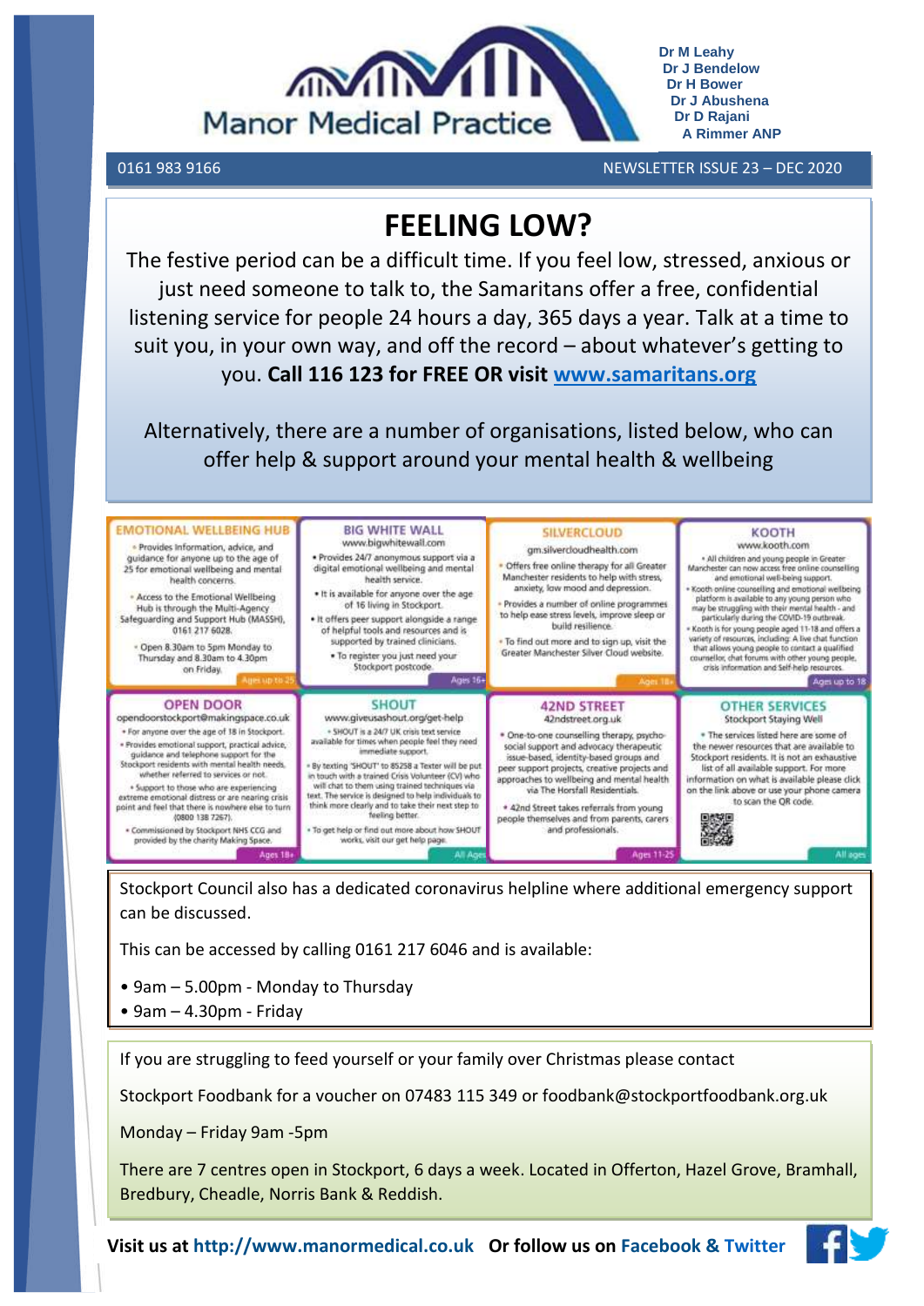**Manor Medical Practice**

Dr M Leahy
Dr J Bendelow
Dr H Bower
Dr J Abushena
Dr D Rajani
A Rimmer ANP

0161 983 9166

NEWSLETTER ISSUE 23 – DEC 2020

# FEELING LOW?

The festive period can be a difficult time. If you feel low, stressed, anxious or just need someone to talk to, the Samaritans offer a free, confidential listening service for people 24 hours a day, 365 days a year. Talk at a time to suit you, in your own way, and off the record – about whatever's getting to you. **Call 116 123 for FREE OR visit www.samaritans.org**

Alternatively, there are a number of organisations, listed below, who can offer help & support around your mental health & wellbeing

### EMOTIONAL WELLBEING HUB

- Provides information, advice, and guidance for anyone up to the age of 25 for emotional wellbeing and mental health concerns.
- Access to the Emotional Wellbeing Hub is through the Multi-Agency Safeguarding and Support Hub (MASSH), 0161 217 6028.
- Open 8.30am to 5pm Monday to Thursday and 8.30am to 4.30pm on Friday.

Ages up to 25

### BIG WHITE WALL

www.bigwhitewall.com

- Provides 24/7 anonymous support via a digital emotional wellbeing and mental health service.
- It is available for anyone over the age of 16 living in Stockport.
- It offers peer support alongside a range of helpful tools and resources and is supported by trained clinicians.
- To register you just need your Stockport postcode.

Ages 16+

### SILVERCLOUD

gm.silvercloudhealth.com

- Offers free online therapy for all Greater Manchester residents to help with stress, anxiety, low mood and depression.
- Provides a number of online programmes to help ease stress levels, improve sleep or build resilience.
- To find out more and to sign up, visit the Greater Manchester Silver Cloud website.

Ages 18+

### KOOTH

www.kooth.com

- All children and young people in Greater Manchester can now access free online counselling and emotional well-being support.
- Kooth online counselling and emotional wellbeing platform is available to any young person who may be struggling with their mental health - and particularly during the COVID-19 outbreak.
- Kooth is for young people aged 11-18 and offers a variety of resources, including: A live chat function that allows young people to contact a qualified counsellor, chat forums with other young people, crisis information and Self-help resources.

Ages up to 18

### OPEN DOOR

opendoorstockport@makingspace.co.uk

- For anyone over the age of 18 in Stockport.
- Provides emotional support, practical advice, guidance and telephone support for the Stockport residents with mental health needs, whether referred to services or not.
- Support to those who are experiencing extreme emotional distress or are nearing crisis point and feel that there is nowhere else to turn (0800 138 7267).
- Commissioned by Stockport NHS CCG and provided by the charity Making Space.

Ages 18+

### SHOUT

www.giveusashout.org/get-help

- SHOUT is a 24/7 UK crisis text service available for times when people feel they need immediate support.
- By texting 'SHOUT' to 85258 a Texter will be put in touch with a trained Crisis Volunteer (CV) who will chat to them using trained techniques via text. The service is designed to help individuals to think more clearly and to take their next step to feeling better.
- To get help or find out more about how SHOUT works, visit our get help page.

All Ages

### 42ND STREET

42ndstreet.org.uk

- One-to-one counselling therapy, psycho-social support and advocacy therapeutic issue-based, identity-based groups and peer support projects, creative projects and approaches to wellbeing and mental health via The Horsfall Residentials.
- 42nd Street takes referrals from young people themselves and from parents, carers and professionals.

Ages 11-25

### OTHER SERVICES

Stockport Staying Well

- The services listed here are some of the newer resources that are available to Stockport residents. It is not an exhaustive list of all available support. For more information on what is available please click on the link above or use your phone camera to scan the QR code.

All ages

Stockport Council also has a dedicated coronavirus helpline where additional emergency support can be discussed.

This can be accessed by calling 0161 217 6046 and is available:

- 9am – 5.00pm - Monday to Thursday
- 9am – 4.30pm - Friday

If you are struggling to feed yourself or your family over Christmas please contact

Stockport Foodbank for a voucher on 07483 115 349 or foodbank@stockportfoodbank.org.uk

Monday – Friday 9am -5pm

There are 7 centres open in Stockport, 6 days a week. Located in Offerton, Hazel Grove, Bramhall, Bredbury, Cheadle, Norris Bank & Reddish.

**Visit us at http://www.manormedical.co.uk Or follow us on Facebook & Twitter**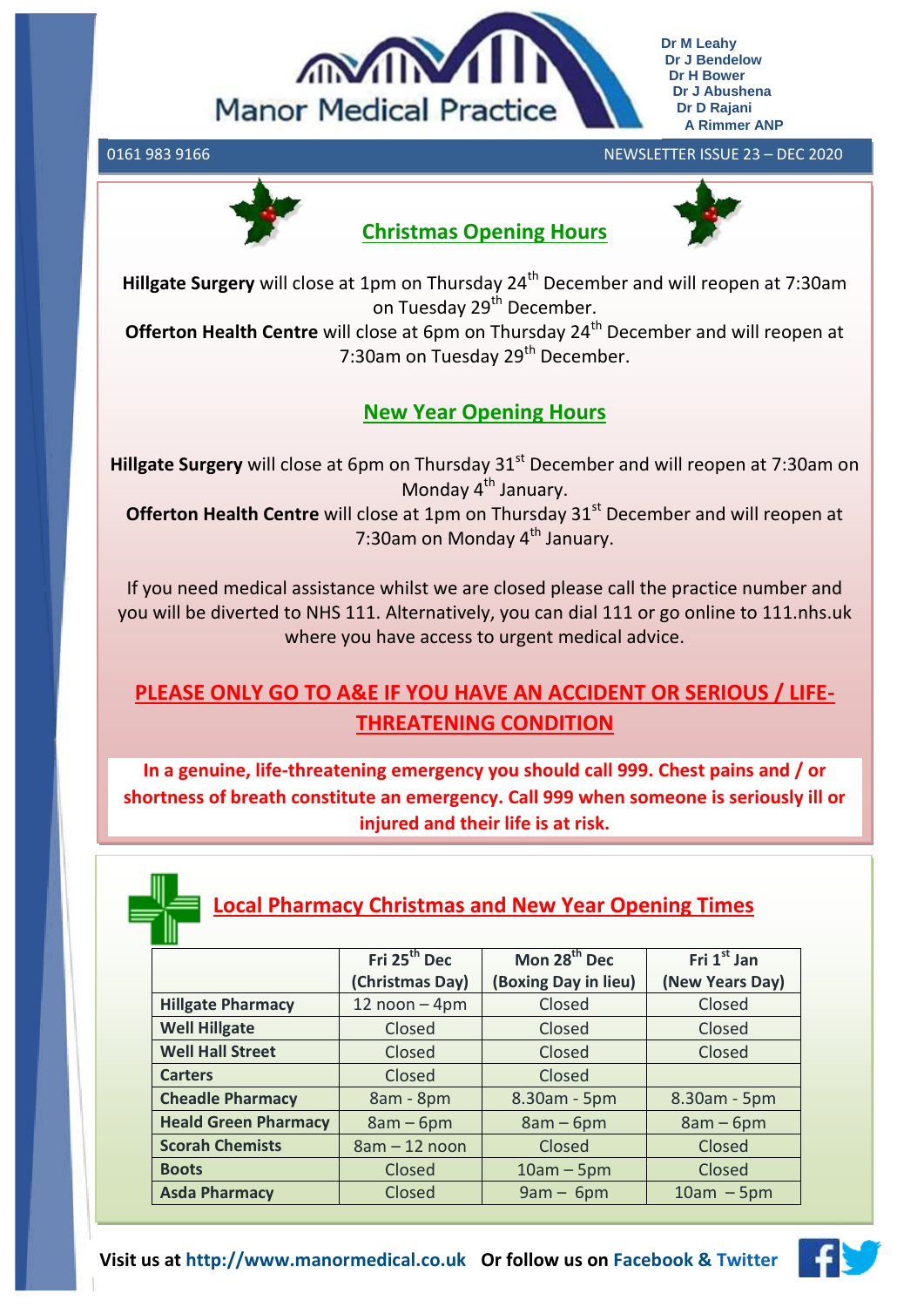# Manor Medical Practice

Dr M Leahy
Dr J Bendelow
Dr H Bower
Dr J Abushena
Dr D Rajani
A Rimmer ANP

0161 983 9166

NEWSLETTER ISSUE 23 – DEC 2020

## Christmas Opening Hours

**Hillgate Surgery** will close at 1pm on Thursday 24th December and will reopen at 7:30am on Tuesday 29th December.
**Offerton Health Centre** will close at 6pm on Thursday 24th December and will reopen at 7:30am on Tuesday 29th December.

## New Year Opening Hours

**Hillgate Surgery** will close at 6pm on Thursday 31st December and will reopen at 7:30am on Monday 4th January.
**Offerton Health Centre** will close at 1pm on Thursday 31st December and will reopen at 7:30am on Monday 4th January.

If you need medical assistance whilst we are closed please call the practice number and you will be diverted to NHS 111. Alternatively, you can dial 111 or go online to 111.nhs.uk where you have access to urgent medical advice.

**PLEASE ONLY GO TO A&E IF YOU HAVE AN ACCIDENT OR SERIOUS / LIFE-THREATENING CONDITION**

**In a genuine, life-threatening emergency you should call 999. Chest pains and / or shortness of breath constitute an emergency. Call 999 when someone is seriously ill or injured and their life is at risk.**

## Local Pharmacy Christmas and New Year Opening Times

| | Fri 25th Dec (Christmas Day) | Mon 28th Dec (Boxing Day in lieu) | Fri 1st Jan (New Years Day) |
|---|---|---|---|
| **Hillgate Pharmacy** | 12 noon – 4pm | Closed | Closed |
| **Well Hillgate** | Closed | Closed | Closed |
| **Well Hall Street** | Closed | Closed | Closed |
| **Carters** | Closed | Closed | |
| **Cheadle Pharmacy** | 8am - 8pm | 8.30am - 5pm | 8.30am - 5pm |
| **Heald Green Pharmacy** | 8am – 6pm | 8am – 6pm | 8am – 6pm |
| **Scorah Chemists** | 8am – 12 noon | Closed | Closed |
| **Boots** | Closed | 10am – 5pm | Closed |
| **Asda Pharmacy** | Closed | 9am – 6pm | 10am – 5pm |

**Visit us at http://www.manormedical.co.uk  Or follow us on Facebook & Twitter**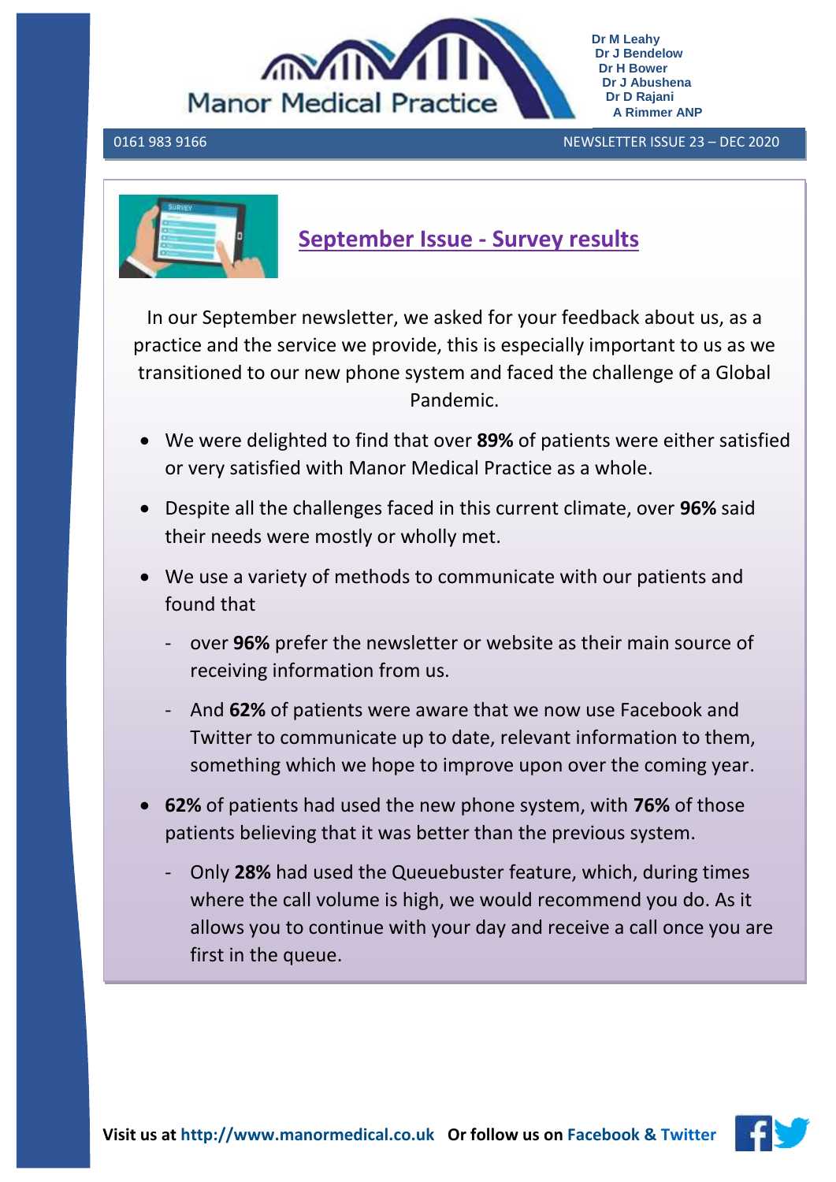Manor Medical Practice

Dr M Leahy
Dr J Bendelow
Dr H Bower
Dr J Abushena
Dr D Rajani
A Rimmer ANP

0161 983 9166

NEWSLETTER ISSUE 23 – DEC 2020

## September Issue - Survey results

In our September newsletter, we asked for your feedback about us, as a practice and the service we provide, this is especially important to us as we transitioned to our new phone system and faced the challenge of a Global Pandemic.

- We were delighted to find that over **89%** of patients were either satisfied or very satisfied with Manor Medical Practice as a whole.
- Despite all the challenges faced in this current climate, over **96%** said their needs were mostly or wholly met.
- We use a variety of methods to communicate with our patients and found that
  - over **96%** prefer the newsletter or website as their main source of receiving information from us.
  - And **62%** of patients were aware that we now use Facebook and Twitter to communicate up to date, relevant information to them, something which we hope to improve upon over the coming year.
- **62%** of patients had used the new phone system, with **76%** of those patients believing that it was better than the previous system.
  - Only **28%** had used the Queuebuster feature, which, during times where the call volume is high, we would recommend you do. As it allows you to continue with your day and receive a call once you are first in the queue.

**Visit us at http://www.manormedical.co.uk Or follow us on Facebook & Twitter**